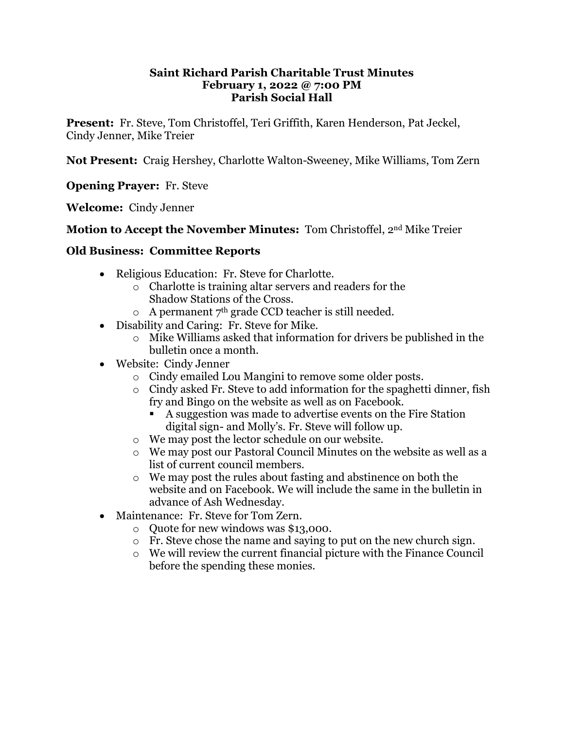**Saint Richard Parish Charitable Trust Minutes**
**February 1, 2022 @ 7:00 PM**
**Parish Social Hall**

**Present:** Fr. Steve, Tom Christoffel, Teri Griffith, Karen Henderson, Pat Jeckel, Cindy Jenner, Mike Treier

**Not Present:** Craig Hershey, Charlotte Walton-Sweeney, Mike Williams, Tom Zern

**Opening Prayer:** Fr. Steve

**Welcome:** Cindy Jenner

**Motion to Accept the November Minutes:** Tom Christoffel, 2nd Mike Treier

**Old Business: Committee Reports**

- Religious Education: Fr. Steve for Charlotte.
  - Charlotte is training altar servers and readers for the Shadow Stations of the Cross.
  - A permanent 7th grade CCD teacher is still needed.
- Disability and Caring: Fr. Steve for Mike.
  - Mike Williams asked that information for drivers be published in the bulletin once a month.
- Website: Cindy Jenner
  - Cindy emailed Lou Mangini to remove some older posts.
  - Cindy asked Fr. Steve to add information for the spaghetti dinner, fish fry and Bingo on the website as well as on Facebook.
    - A suggestion was made to advertise events on the Fire Station digital sign- and Molly's. Fr. Steve will follow up.
  - We may post the lector schedule on our website.
  - We may post our Pastoral Council Minutes on the website as well as a list of current council members.
  - We may post the rules about fasting and abstinence on both the website and on Facebook. We will include the same in the bulletin in advance of Ash Wednesday.
- Maintenance: Fr. Steve for Tom Zern.
  - Quote for new windows was $13,000.
  - Fr. Steve chose the name and saying to put on the new church sign.
  - We will review the current financial picture with the Finance Council before the spending these monies.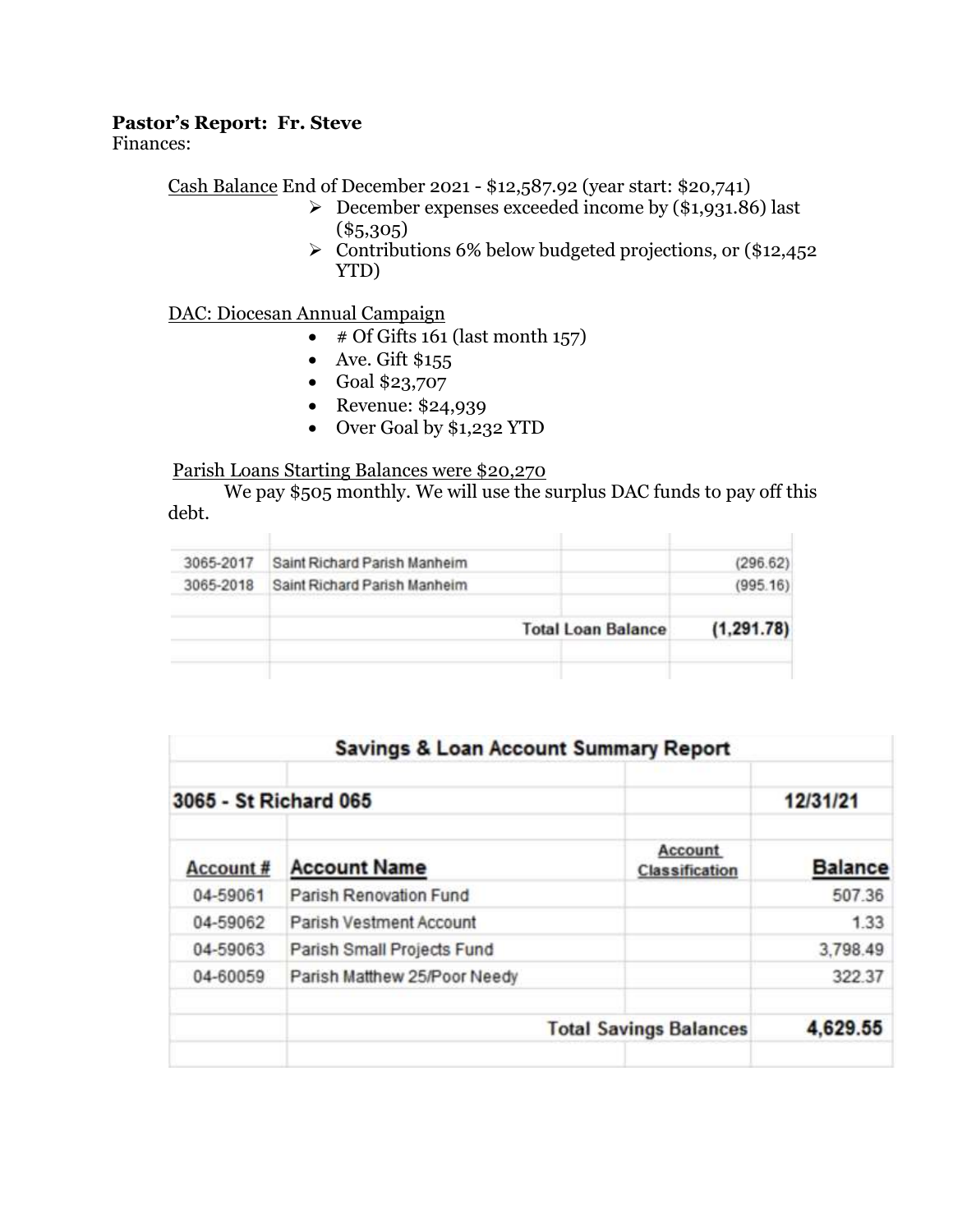**Pastor's Report: Fr. Steve**
Finances:

<u>Cash Balance</u> End of December 2021 - $12,587.92 (year start: $20,741)

- December expenses exceeded income by ($1,931.86) last ($5,305)
- Contributions 6% below budgeted projections, or ($12,452 YTD)

<u>DAC: Diocesan Annual Campaign</u>

- # Of Gifts 161 (last month 157)
- Ave. Gift $155
- Goal $23,707
- Revenue: $24,939
- Over Goal by $1,232 YTD

<u>Parish Loans Starting Balances were $20,270</u>

We pay $505 monthly. We will use the surplus DAC funds to pay off this debt.

| | | | |
|---|---|---|---|
| 3065-2017 | Saint Richard Parish Manheim | | (296.62) |
| 3065-2018 | Saint Richard Parish Manheim | | (995.16) |
| | | **Total Loan Balance** | **(1,291.78)** |

**Savings & Loan Account Summary Report**

| **3065 - St Richard 065** | | | **12/31/21** |
|---|---|---|---|
| **Account #** | **Account Name** | **Account Classification** | **Balance** |
| 04-59061 | Parish Renovation Fund | | 507.36 |
| 04-59062 | Parish Vestment Account | | 1.33 |
| 04-59063 | Parish Small Projects Fund | | 3,798.49 |
| 04-60059 | Parish Matthew 25/Poor Needy | | 322.37 |
| | | **Total Savings Balances** | **4,629.55** |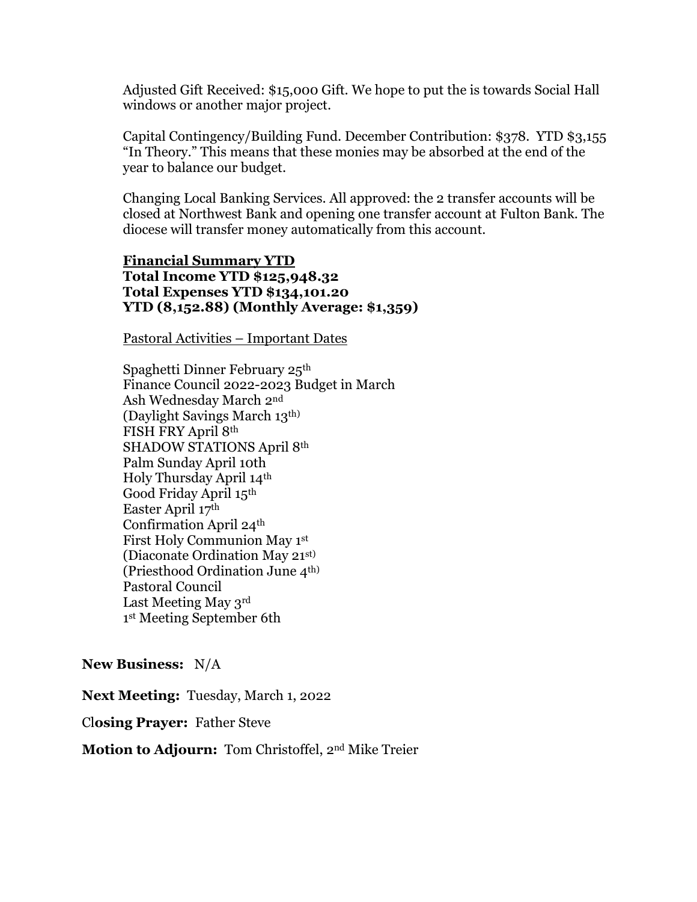Adjusted Gift Received: $15,000 Gift. We hope to put the is towards Social Hall windows or another major project.

Capital Contingency/Building Fund. December Contribution: $378. YTD $3,155 "In Theory." This means that these monies may be absorbed at the end of the year to balance our budget.

Changing Local Banking Services. All approved: the 2 transfer accounts will be closed at Northwest Bank and opening one transfer account at Fulton Bank. The diocese will transfer money automatically from this account.

**Financial Summary YTD**
**Total Income YTD $125,948.32**
**Total Expenses YTD $134,101.20**
**YTD (8,152.88) (Monthly Average: $1,359)**

Pastoral Activities – Important Dates

Spaghetti Dinner February 25th
Finance Council 2022-2023 Budget in March
Ash Wednesday March 2nd
(Daylight Savings March 13th)
FISH FRY April 8th
SHADOW STATIONS April 8th
Palm Sunday April 10th
Holy Thursday April 14th
Good Friday April 15th
Easter April 17th
Confirmation April 24th
First Holy Communion May 1st
(Diaconate Ordination May 21st)
(Priesthood Ordination June 4th)
Pastoral Council
Last Meeting May 3rd
1st Meeting September 6th

**New Business:** N/A

**Next Meeting:** Tuesday, March 1, 2022

**Closing Prayer:** Father Steve

**Motion to Adjourn:** Tom Christoffel, 2nd Mike Treier